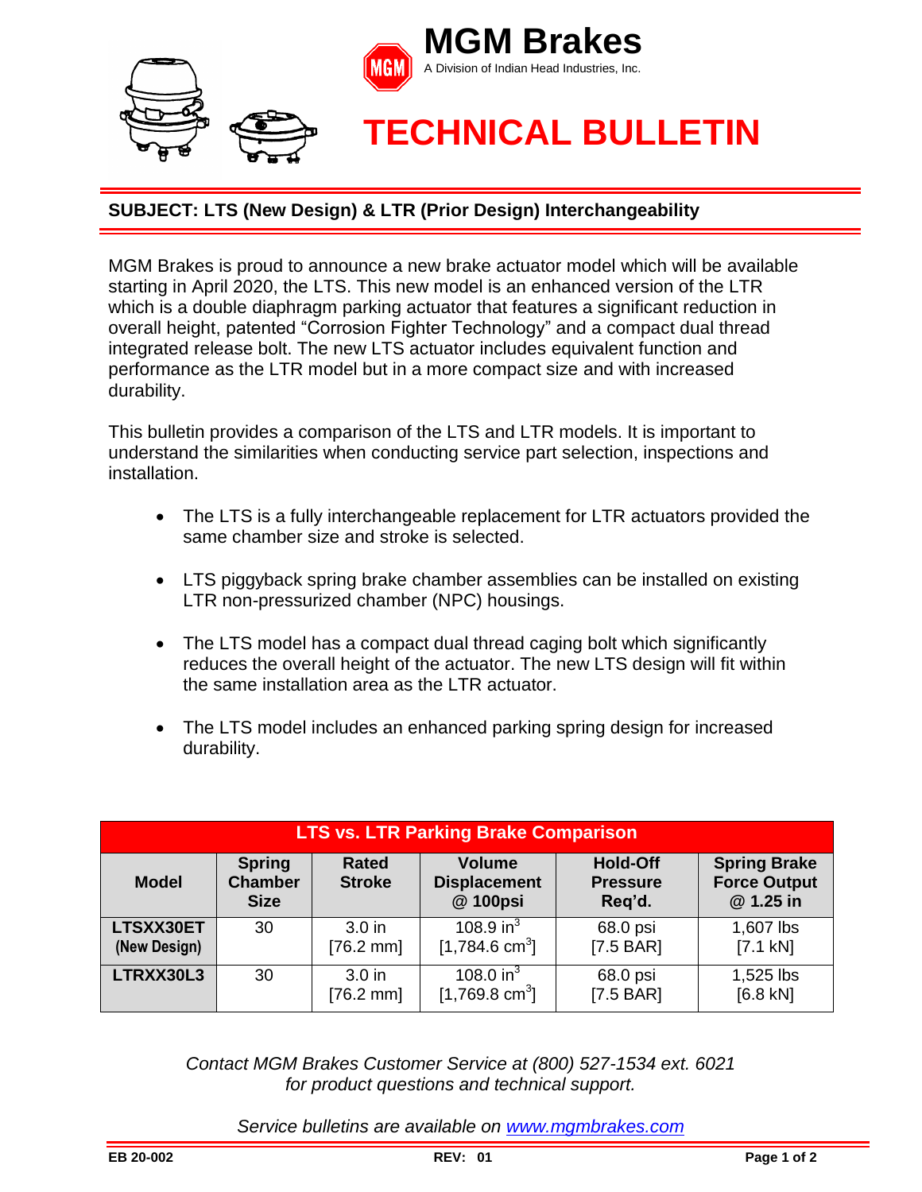# MGM Brakes

A Division of Indian Head Industries, Inc.

# TECHNICAL BULLETIN

**SUBJECT: LTS (New Design) & LTR (Prior Design) Interchangeability**

MGM Brakes is proud to announce a new brake actuator model which will be available starting in April 2020, the LTS. This new model is an enhanced version of the LTR which is a double diaphragm parking actuator that features a significant reduction in overall height, patented "Corrosion Fighter Technology" and a compact dual thread integrated release bolt. The new LTS actuator includes equivalent function and performance as the LTR model but in a more compact size and with increased durability.

This bulletin provides a comparison of the LTS and LTR models. It is important to understand the similarities when conducting service part selection, inspections and installation.

- The LTS is a fully interchangeable replacement for LTR actuators provided the same chamber size and stroke is selected.
- LTS piggyback spring brake chamber assemblies can be installed on existing LTR non-pressurized chamber (NPC) housings.
- The LTS model has a compact dual thread caging bolt which significantly reduces the overall height of the actuator. The new LTS design will fit within the same installation area as the LTR actuator.
- The LTS model includes an enhanced parking spring design for increased durability.

**LTS vs. LTR Parking Brake Comparison**

| Model | Spring Chamber Size | Rated Stroke | Volume Displacement @ 100psi | Hold-Off Pressure Req'd. | Spring Brake Force Output @ 1.25 in |
|---|---|---|---|---|---|
| **LTSXX30ET (New Design)** | 30 | 3.0 in [76.2 mm] | 108.9 $in^3$ [1,784.6 $cm^3$] | 68.0 psi [7.5 BAR] | 1,607 lbs [7.1 kN] |
| **LTRXX30L3** | 30 | 3.0 in [76.2 mm] | 108.0 $in^3$ [1,769.8 $cm^3$] | 68.0 psi [7.5 BAR] | 1,525 lbs [6.8 kN] |

*Contact MGM Brakes Customer Service at (800) 527-1534 ext. 6021 for product questions and technical support.*

*Service bulletins are available on www.mgmbrakes.com*

**EB 20-002** **REV: 01**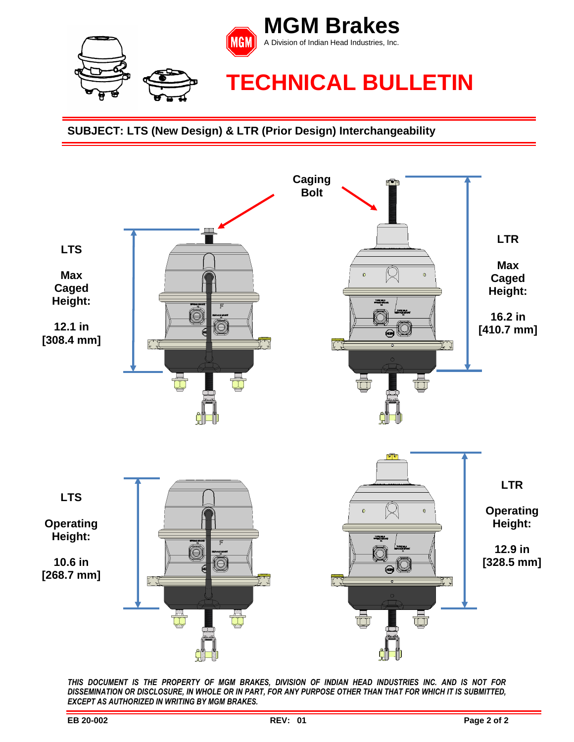# MGM Brakes

A Division of Indian Head Industries, Inc.

# TECHNICAL BULLETIN

**SUBJECT: LTS (New Design) & LTR (Prior Design) Interchangeability**

Caging Bolt

**LTS**

**Max Caged Height:**

**12.1 in [308.4 mm]**

**LTR**

**Max Caged Height:**

**16.2 in [410.7 mm]**

**LTS**

**Operating Height:**

**10.6 in [268.7 mm]**

**LTR**

**Operating Height:**

**12.9 in [328.5 mm]**

***THIS DOCUMENT IS THE PROPERTY OF MGM BRAKES, DIVISION OF INDIAN HEAD INDUSTRIES INC. AND IS NOT FOR DISSEMINATION OR DISCLOSURE, IN WHOLE OR IN PART, FOR ANY PURPOSE OTHER THAN THAT FOR WHICH IT IS SUBMITTED, EXCEPT AS AUTHORIZED IN WRITING BY MGM BRAKES.***

**EB 20-002** **REV: 01**